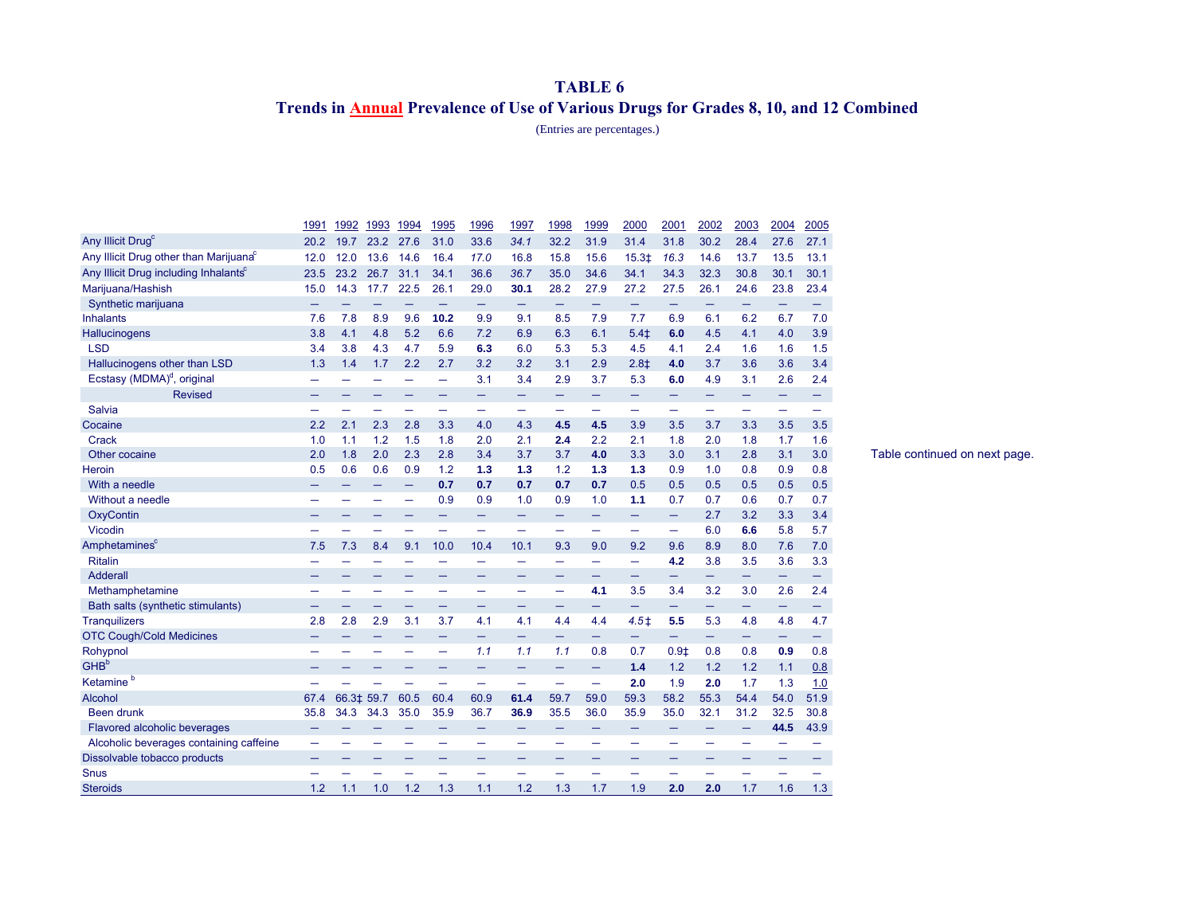# TABLE 6

## Trends in Annual Prevalence of Use of Various Drugs for Grades 8, 10, and 12 Combined

(Entries are percentages.)

| | 1991 | 1992 | 1993 | 1994 | 1995 | 1996 | 1997 | 1998 | 1999 | 2000 | 2001 | 2002 | 2003 | 2004 | 2005 |
|---|---|---|---|---|---|---|---|---|---|---|---|---|---|---|---|
| Any Illicit Drug[c] | 20.2 | 19.7 | 23.2 | 27.6 | 31.0 | 33.6 | *34.1* | 32.2 | 31.9 | 31.4 | 31.8 | 30.2 | 28.4 | 27.6 | 27.1 |
| Any Illicit Drug other than Marijuana[c] | 12.0 | 12.0 | 13.6 | 14.6 | 16.4 | *17.0* | 16.8 | 15.8 | 15.6 | 15.3‡ | *16.3* | 14.6 | 13.7 | 13.5 | 13.1 |
| Any Illicit Drug including Inhalants[c] | 23.5 | 23.2 | 26.7 | 31.1 | 34.1 | 36.6 | *36.7* | 35.0 | 34.6 | 34.1 | 34.3 | 32.3 | 30.8 | 30.1 | 30.1 |
| Marijuana/Hashish | 15.0 | 14.3 | 17.7 | 22.5 | 26.1 | 29.0 | **30.1** | 28.2 | 27.9 | 27.2 | 27.5 | 26.1 | 24.6 | 23.8 | 23.4 |
| Synthetic marijuana | — | — | — | — | — | — | — | — | — | — | — | — | — | — | — |
| Inhalants | 7.6 | 7.8 | 8.9 | 9.6 | **10.2** | 9.9 | 9.1 | 8.5 | 7.9 | 7.7 | 6.9 | 6.1 | 6.2 | 6.7 | 7.0 |
| Hallucinogens | 3.8 | 4.1 | 4.8 | 5.2 | 6.6 | *7.2* | 6.9 | 6.3 | 6.1 | 5.4‡ | **6.0** | 4.5 | 4.1 | 4.0 | 3.9 |
| LSD | 3.4 | 3.8 | 4.3 | 4.7 | 5.9 | **6.3** | 6.0 | 5.3 | 5.3 | 4.5 | 4.1 | 2.4 | 1.6 | 1.6 | 1.5 |
| Hallucinogens other than LSD | 1.3 | 1.4 | 1.7 | 2.2 | 2.7 | *3.2* | *3.2* | 3.1 | 2.9 | 2.8‡ | **4.0** | 3.7 | 3.6 | 3.6 | 3.4 |
| Ecstasy (MDMA)[d], original | — | — | — | — | — | 3.1 | 3.4 | 2.9 | 3.7 | 5.3 | **6.0** | 4.9 | 3.1 | 2.6 | 2.4 |
| Revised | — | — | — | — | — | — | — | — | — | — | — | — | — | — | — |
| Salvia | — | — | — | — | — | — | — | — | — | — | — | — | — | — | — |
| Cocaine | 2.2 | 2.1 | 2.3 | 2.8 | 3.3 | 4.0 | 4.3 | **4.5** | **4.5** | 3.9 | 3.5 | 3.7 | 3.3 | 3.5 | 3.5 |
| Crack | 1.0 | 1.1 | 1.2 | 1.5 | 1.8 | 2.0 | 2.1 | **2.4** | 2.2 | 2.1 | 1.8 | 2.0 | 1.8 | 1.7 | 1.6 |
| Other cocaine | 2.0 | 1.8 | 2.0 | 2.3 | 2.8 | 3.4 | 3.7 | 3.7 | **4.0** | 3.3 | 3.0 | 3.1 | 2.8 | 3.1 | 3.0 |
| Heroin | 0.5 | 0.6 | 0.6 | 0.9 | 1.2 | **1.3** | **1.3** | 1.2 | **1.3** | **1.3** | 0.9 | 1.0 | 0.8 | 0.9 | 0.8 |
| With a needle | — | — | — | — | **0.7** | **0.7** | **0.7** | **0.7** | **0.7** | 0.5 | 0.5 | 0.5 | 0.5 | 0.5 | 0.5 |
| Without a needle | — | — | — | — | 0.9 | 0.9 | 1.0 | 0.9 | 1.0 | **1.1** | 0.7 | 0.7 | 0.6 | 0.7 | 0.7 |
| OxyContin | — | — | — | — | — | — | — | — | — | — | — | 2.7 | 3.2 | 3.3 | 3.4 |
| Vicodin | — | — | — | — | — | — | — | — | — | — | — | 6.0 | **6.6** | 5.8 | 5.7 |
| Amphetamines[c] | 7.5 | 7.3 | 8.4 | 9.1 | 10.0 | 10.4 | 10.1 | 9.3 | 9.0 | 9.2 | 9.6 | 8.9 | 8.0 | 7.6 | 7.0 |
| Ritalin | — | — | — | — | — | — | — | — | — | — | **4.2** | 3.8 | 3.5 | 3.6 | 3.3 |
| Adderall | — | — | — | — | — | — | — | — | — | — | — | — | — | — | — |
| Methamphetamine | — | — | — | — | — | — | — | — | **4.1** | 3.5 | 3.4 | 3.2 | 3.0 | 2.6 | 2.4 |
| Bath salts (synthetic stimulants) | — | — | — | — | — | — | — | — | — | — | — | — | — | — | — |
| Tranquilizers | 2.8 | 2.8 | 2.9 | 3.1 | 3.7 | 4.1 | 4.1 | 4.4 | 4.4 | *4.5*‡ | **5.5** | 5.3 | 4.8 | 4.8 | 4.7 |
| OTC Cough/Cold Medicines | — | — | — | — | — | — | — | — | — | — | — | — | — | — | — |
| Rohypnol | — | — | — | — | — | *1.1* | *1.1* | *1.1* | 0.8 | 0.7 | 0.9‡ | 0.8 | 0.8 | **0.9** | 0.8 |
| GHB[b] | — | — | — | — | — | — | — | — | — | **1.4** | 1.2 | 1.2 | 1.2 | 1.1 | 0.8 |
| Ketamine[b] | — | — | — | — | — | — | — | — | — | **2.0** | 1.9 | **2.0** | 1.7 | 1.3 | 1.0 |
| Alcohol | 67.4 | 66.3‡ | 59.7 | 60.5 | 60.4 | 60.9 | **61.4** | 59.7 | 59.0 | 59.3 | 58.2 | 55.3 | 54.4 | 54.0 | 51.9 |
| Been drunk | 35.8 | 34.3 | 34.3 | 35.0 | 35.9 | 36.7 | **36.9** | 35.5 | 36.0 | 35.9 | 35.0 | 32.1 | 31.2 | 32.5 | 30.8 |
| Flavored alcoholic beverages | — | — | — | — | — | — | — | — | — | — | — | — | — | **44.5** | 43.9 |
| Alcoholic beverages containing caffeine | — | — | — | — | — | — | — | — | — | — | — | — | — | — | — |
| Dissolvable tobacco products | — | — | — | — | — | — | — | — | — | — | — | — | — | — | — |
| Snus | — | — | — | — | — | — | — | — | — | — | — | — | — | — | — |
| Steroids | 1.2 | 1.1 | 1.0 | 1.2 | 1.3 | 1.1 | 1.2 | 1.3 | 1.7 | 1.9 | **2.0** | **2.0** | 1.7 | 1.6 | 1.3 |

Table continued on next page.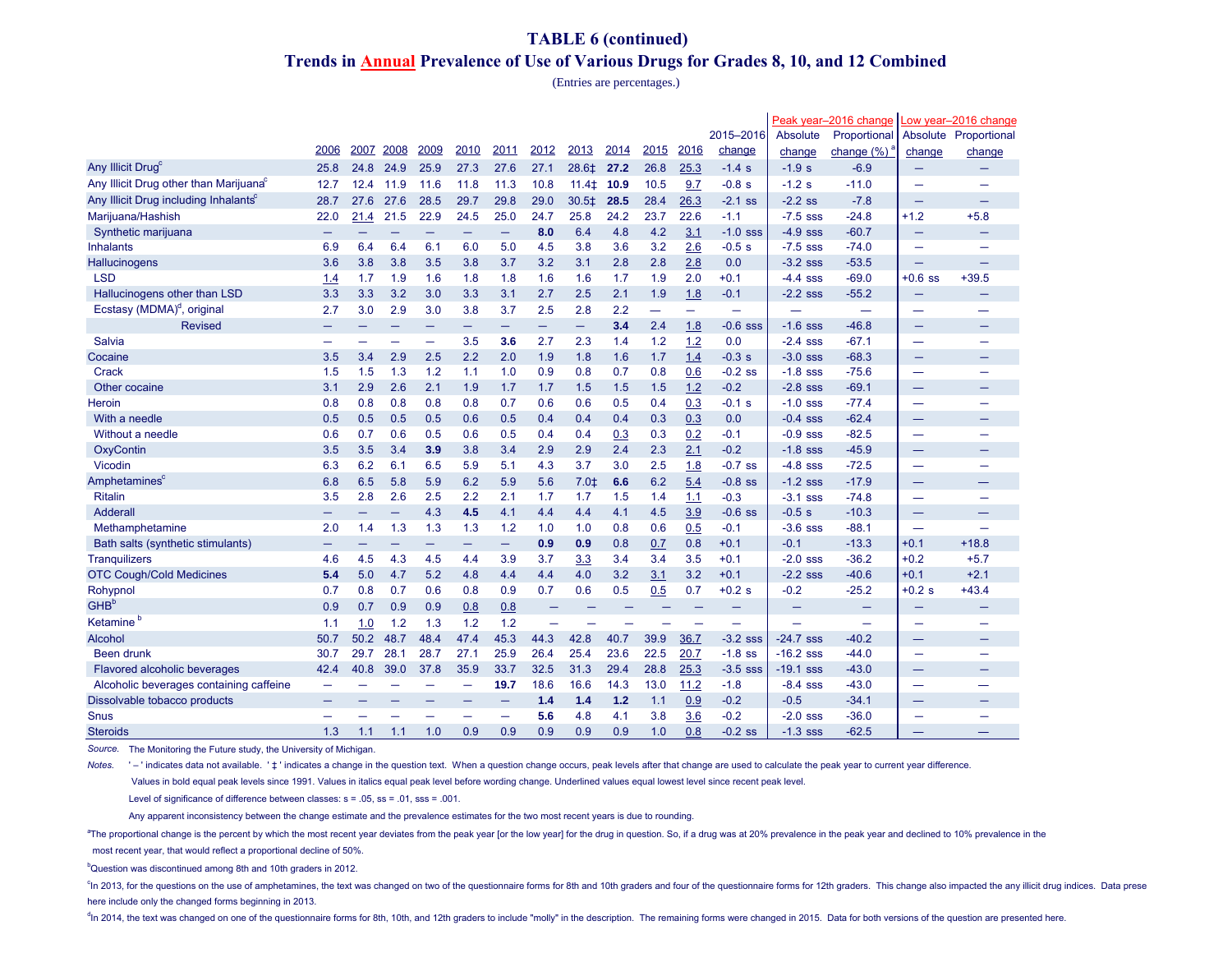# TABLE 6 (continued)

## Trends in Annual Prevalence of Use of Various Drugs for Grades 8, 10, and 12 Combined

(Entries are percentages.)

| | | | | | | | | | | | | | Peak year–2016 change | | Low year–2016 change | |
|---|---|---|---|---|---|---|---|---|---|---|---|---|---|---|---|---|
| | 2006 | 2007 | 2008 | 2009 | 2010 | 2011 | 2012 | 2013 | 2014 | 2015 | 2016 | 2015–2016 change | Absolute change | Proportional change (%) [a] | Absolute change | Proportional change |
| Any Illicit Drug[c] | 25.8 | 24.8 | 24.9 | 25.9 | 27.3 | 27.6 | 27.1 | 28.6‡ | **27.2** | 26.8 | 25.3 | -1.4 s | -1.9 s | -6.9 | — | — |
| Any Illicit Drug other than Marijuana[c] | 12.7 | 12.4 | 11.9 | 11.6 | 11.8 | 11.3 | 10.8 | 11.4‡ | **10.9** | 10.5 | 9.7 | -0.8 s | -1.2 s | -11.0 | — | — |
| Any Illicit Drug including Inhalants[c] | 28.7 | 27.6 | 27.6 | 28.5 | 29.7 | 29.8 | 29.0 | 30.5‡ | **28.5** | 28.4 | 26.3 | -2.1 ss | -2.2 ss | -7.8 | — | — |
| Marijuana/Hashish | 22.0 | 21.4 | 21.5 | 22.9 | 24.5 | 25.0 | 24.7 | 25.8 | 24.2 | 23.7 | 22.6 | -1.1 | -7.5 sss | -24.8 | +1.2 | +5.8 |
| Synthetic marijuana | — | — | — | — | — | — | **8.0** | 6.4 | 4.8 | 4.2 | 3.1 | -1.0 sss | -4.9 sss | -60.7 | — | — |
| Inhalants | 6.9 | 6.4 | 6.4 | 6.1 | 6.0 | 5.0 | 4.5 | 3.8 | 3.6 | 3.2 | 2.6 | -0.5 s | -7.5 sss | -74.0 | — | — |
| Hallucinogens | 3.6 | 3.8 | 3.8 | 3.5 | 3.8 | 3.7 | 3.2 | 3.1 | 2.8 | 2.8 | 2.8 | 0.0 | -3.2 sss | -53.5 | — | — |
| LSD | 1.4 | 1.7 | 1.9 | 1.6 | 1.8 | 1.8 | 1.6 | 1.6 | 1.7 | 1.9 | 2.0 | +0.1 | -4.4 sss | -69.0 | +0.6 ss | +39.5 |
| Hallucinogens other than LSD | 3.3 | 3.3 | 3.2 | 3.0 | 3.3 | 3.1 | 2.7 | 2.5 | 2.1 | 1.9 | 1.8 | -0.1 | -2.2 sss | -55.2 | — | — |
| Ecstasy (MDMA)[d], original | 2.7 | 3.0 | 2.9 | 3.0 | 3.8 | 3.7 | 2.5 | 2.8 | 2.2 | — | — | — | — | — | — | — |
| Revised | — | — | — | — | — | — | — | — | **3.4** | 2.4 | 1.8 | -0.6 sss | -1.6 sss | -46.8 | — | — |
| Salvia | — | — | — | — | 3.5 | **3.6** | 2.7 | 2.3 | 1.4 | 1.2 | 1.2 | 0.0 | -2.4 sss | -67.1 | — | — |
| Cocaine | 3.5 | 3.4 | 2.9 | 2.5 | 2.2 | 2.0 | 1.9 | 1.8 | 1.6 | 1.7 | 1.4 | -0.3 s | -3.0 sss | -68.3 | — | — |
| Crack | 1.5 | 1.5 | 1.3 | 1.2 | 1.1 | 1.0 | 0.9 | 0.8 | 0.7 | 0.8 | 0.6 | -0.2 ss | -1.8 sss | -75.6 | — | — |
| Other cocaine | 3.1 | 2.9 | 2.6 | 2.1 | 1.9 | 1.7 | 1.7 | 1.5 | 1.5 | 1.5 | 1.2 | -0.2 | -2.8 sss | -69.1 | — | — |
| Heroin | 0.8 | 0.8 | 0.8 | 0.8 | 0.8 | 0.7 | 0.6 | 0.6 | 0.5 | 0.4 | 0.3 | -0.1 s | -1.0 sss | -77.4 | — | — |
| With a needle | 0.5 | 0.5 | 0.5 | 0.5 | 0.6 | 0.5 | 0.4 | 0.4 | 0.4 | 0.3 | 0.3 | 0.0 | -0.4 sss | -62.4 | — | — |
| Without a needle | 0.6 | 0.7 | 0.6 | 0.5 | 0.6 | 0.5 | 0.4 | 0.4 | 0.3 | 0.3 | 0.2 | -0.1 | -0.9 sss | -82.5 | — | — |
| OxyContin | 3.5 | 3.5 | 3.4 | **3.9** | 3.8 | 3.4 | 2.9 | 2.9 | 2.4 | 2.3 | 2.1 | -0.2 | -1.8 sss | -45.9 | — | — |
| Vicodin | 6.3 | 6.2 | 6.1 | 6.5 | 5.9 | 5.1 | 4.3 | 3.7 | 3.0 | 2.5 | 1.8 | -0.7 ss | -4.8 sss | -72.5 | — | — |
| Amphetamines[c] | 6.8 | 6.5 | 5.8 | 5.9 | 6.2 | 5.9 | 5.6 | 7.0‡ | **6.6** | 6.2 | 5.4 | -0.8 ss | -1.2 sss | -17.9 | — | — |
| Ritalin | 3.5 | 2.8 | 2.6 | 2.5 | 2.2 | 2.1 | 1.7 | 1.7 | 1.5 | 1.4 | 1.1 | -0.3 | -3.1 sss | -74.8 | — | — |
| Adderall | — | — | — | 4.3 | **4.5** | 4.1 | 4.4 | 4.4 | 4.1 | 4.5 | 3.9 | -0.6 ss | -0.5 s | -10.3 | — | — |
| Methamphetamine | 2.0 | 1.4 | 1.3 | 1.3 | 1.3 | 1.2 | 1.0 | 1.0 | 0.8 | 0.6 | 0.5 | -0.1 | -3.6 sss | -88.1 | — | — |
| Bath salts (synthetic stimulants) | — | — | — | — | — | — | **0.9** | **0.9** | 0.8 | 0.7 | 0.8 | +0.1 | -0.1 | -13.3 | +0.1 | +18.8 |
| Tranquilizers | 4.6 | 4.5 | 4.3 | 4.5 | 4.4 | 3.9 | 3.7 | 3.3 | 3.4 | 3.4 | 3.5 | +0.1 | -2.0 sss | -36.2 | +0.2 | +5.7 |
| OTC Cough/Cold Medicines | **5.4** | 5.0 | 4.7 | 5.2 | 4.8 | 4.4 | 4.4 | 4.0 | 3.2 | 3.1 | 3.2 | +0.1 | -2.2 sss | -40.6 | +0.1 | +2.1 |
| Rohypnol | 0.7 | 0.8 | 0.7 | 0.6 | 0.8 | 0.9 | 0.7 | 0.6 | 0.5 | 0.5 | 0.7 | +0.2 s | -0.2 | -25.2 | +0.2 s | +43.4 |
| GHB[b] | 0.9 | 0.7 | 0.9 | 0.9 | 0.8 | 0.8 | — | — | — | — | — | — | — | — | — | — |
| Ketamine[b] | 1.1 | 1.0 | 1.2 | 1.3 | 1.2 | 1.2 | — | — | — | — | — | — | — | — | — | — |
| Alcohol | 50.7 | 50.2 | 48.7 | 48.4 | 47.4 | 45.3 | 44.3 | 42.8 | 40.7 | 39.9 | 36.7 | -3.2 sss | -24.7 sss | -40.2 | — | — |
| Been drunk | 30.7 | 29.7 | 28.1 | 28.7 | 27.1 | 25.9 | 26.4 | 25.4 | 23.6 | 22.5 | 20.7 | -1.8 ss | -16.2 sss | -44.0 | — | — |
| Flavored alcoholic beverages | 42.4 | 40.8 | 39.0 | 37.8 | 35.9 | 33.7 | 32.5 | 31.3 | 29.4 | 28.8 | 25.3 | -3.5 sss | -19.1 sss | -43.0 | — | — |
| Alcoholic beverages containing caffeine | — | — | — | — | — | **19.7** | 18.6 | 16.6 | 14.3 | 13.0 | 11.2 | -1.8 | -8.4 sss | -43.0 | — | — |
| Dissolvable tobacco products | — | — | — | — | — | — | **1.4** | **1.4** | **1.2** | 1.1 | 0.9 | -0.2 | -0.5 | -34.1 | — | — |
| Snus | — | — | — | — | — | — | **5.6** | 4.8 | 4.1 | 3.8 | 3.6 | -0.2 | -2.0 sss | -36.0 | — | — |
| Steroids | 1.3 | 1.1 | 1.1 | 1.0 | 0.9 | 0.9 | 0.9 | 0.9 | 0.9 | 1.0 | 0.8 | -0.2 ss | -1.3 sss | -62.5 | — | — |

*Source.* The Monitoring the Future study, the University of Michigan.

*Notes.* ' – ' indicates data not available. ' ‡ ' indicates a change in the question text. When a question change occurs, peak levels after that change are used to calculate the peak year to current year difference.

Values in bold equal peak levels since 1991. Values in italics equal peak level before wording change. Underlined values equal lowest level since recent peak level.

Level of significance of difference between classes: s = .05, ss = .01, sss = .001.

Any apparent inconsistency between the change estimate and the prevalence estimates for the two most recent years is due to rounding.

[a]The proportional change is the percent by which the most recent year deviates from the peak year [or the low year] for the drug in question. So, if a drug was at 20% prevalence in the peak year and declined to 10% prevalence in the most recent year, that would reflect a proportional decline of 50%.

[b]Question was discontinued among 8th and 10th graders in 2012.

[c]In 2013, for the questions on the use of amphetamines, the text was changed on two of the questionnaire forms for 8th and 10th graders and four of the questionnaire forms for 12th graders. This change also impacted the any illicit drug indices. Data prese here include only the changed forms beginning in 2013.

[d]In 2014, the text was changed on one of the questionnaire forms for 8th, 10th, and 12th graders to include "molly" in the description. The remaining forms were changed in 2015. Data for both versions of the question are presented here.